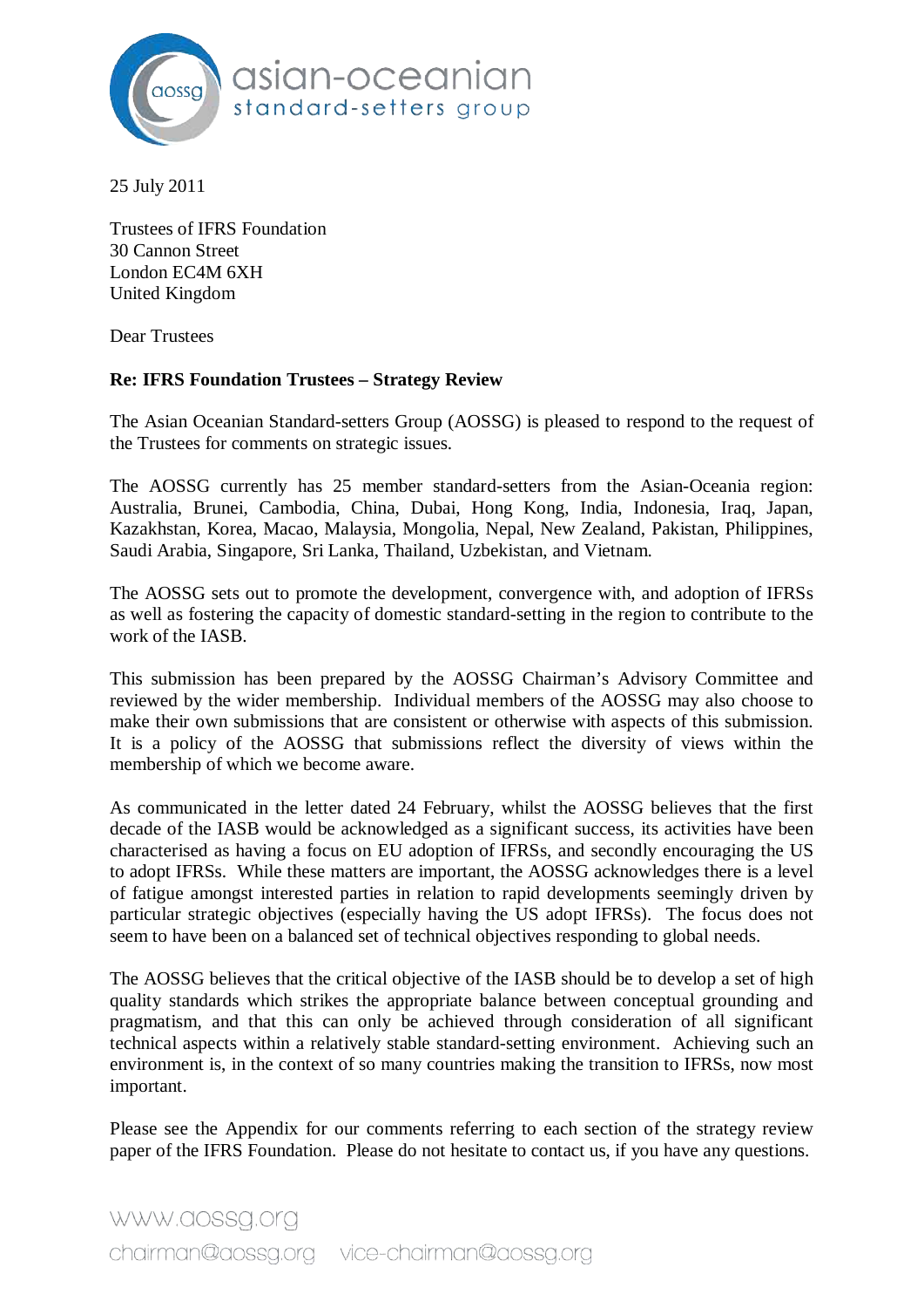asian-oceanian standard-setters group

25 July 2011

Trustees of IFRS Foundation
30 Cannon Street
London EC4M 6XH
United Kingdom

Dear Trustees

**Re: IFRS Foundation Trustees – Strategy Review**

The Asian Oceanian Standard-setters Group (AOSSG) is pleased to respond to the request of the Trustees for comments on strategic issues.

The AOSSG currently has 25 member standard-setters from the Asian-Oceania region: Australia, Brunei, Cambodia, China, Dubai, Hong Kong, India, Indonesia, Iraq, Japan, Kazakhstan, Korea, Macao, Malaysia, Mongolia, Nepal, New Zealand, Pakistan, Philippines, Saudi Arabia, Singapore, Sri Lanka, Thailand, Uzbekistan, and Vietnam.

The AOSSG sets out to promote the development, convergence with, and adoption of IFRSs as well as fostering the capacity of domestic standard-setting in the region to contribute to the work of the IASB.

This submission has been prepared by the AOSSG Chairman's Advisory Committee and reviewed by the wider membership. Individual members of the AOSSG may also choose to make their own submissions that are consistent or otherwise with aspects of this submission. It is a policy of the AOSSG that submissions reflect the diversity of views within the membership of which we become aware.

As communicated in the letter dated 24 February, whilst the AOSSG believes that the first decade of the IASB would be acknowledged as a significant success, its activities have been characterised as having a focus on EU adoption of IFRSs, and secondly encouraging the US to adopt IFRSs. While these matters are important, the AOSSG acknowledges there is a level of fatigue amongst interested parties in relation to rapid developments seemingly driven by particular strategic objectives (especially having the US adopt IFRSs). The focus does not seem to have been on a balanced set of technical objectives responding to global needs.

The AOSSG believes that the critical objective of the IASB should be to develop a set of high quality standards which strikes the appropriate balance between conceptual grounding and pragmatism, and that this can only be achieved through consideration of all significant technical aspects within a relatively stable standard-setting environment. Achieving such an environment is, in the context of so many countries making the transition to IFRSs, now most important.

Please see the Appendix for our comments referring to each section of the strategy review paper of the IFRS Foundation. Please do not hesitate to contact us, if you have any questions.

www.aossg.org
chairman@aossg.org vice-chairman@aossg.org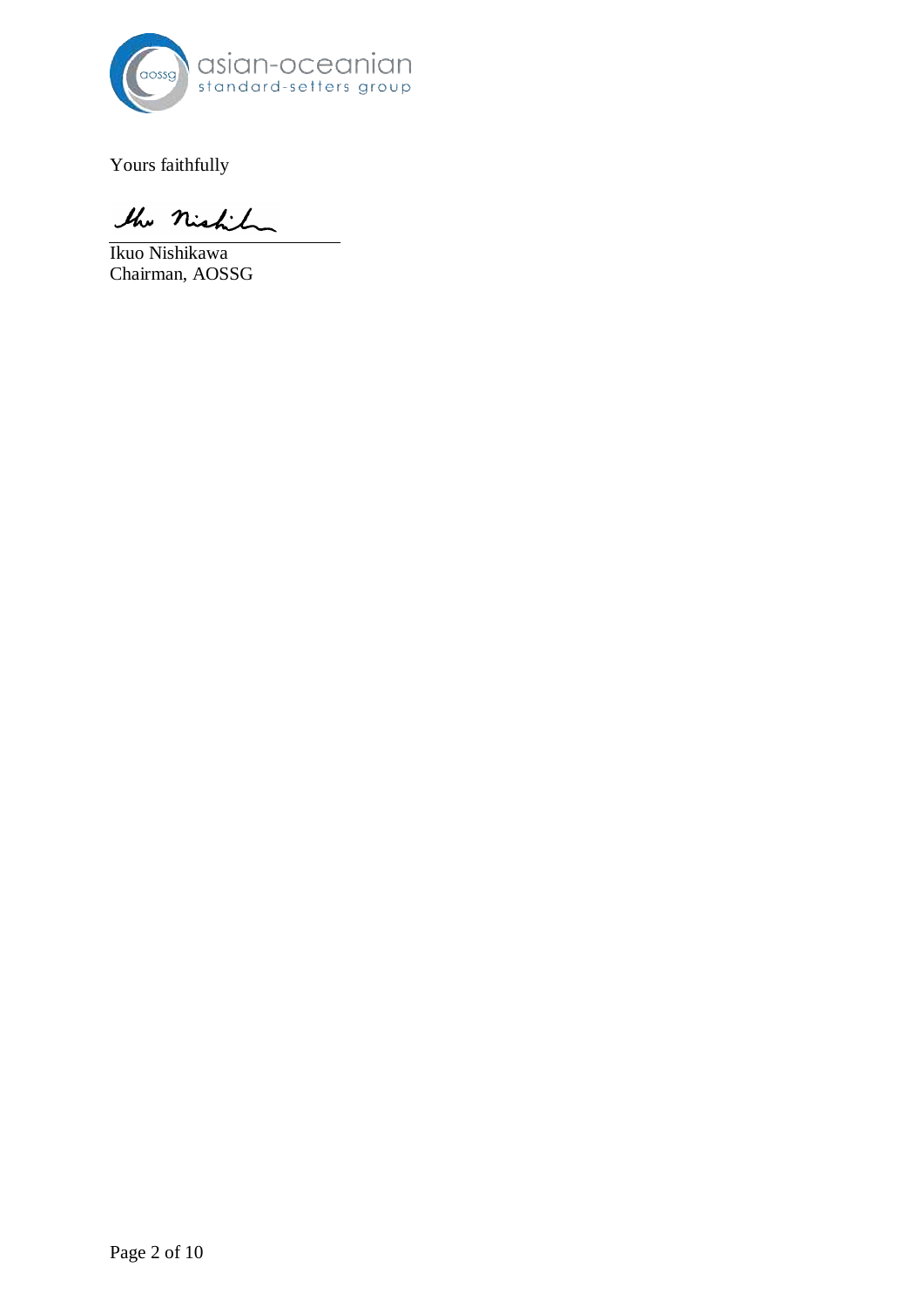Yours faithfully

Ikuo Nishikawa
Chairman, AOSSG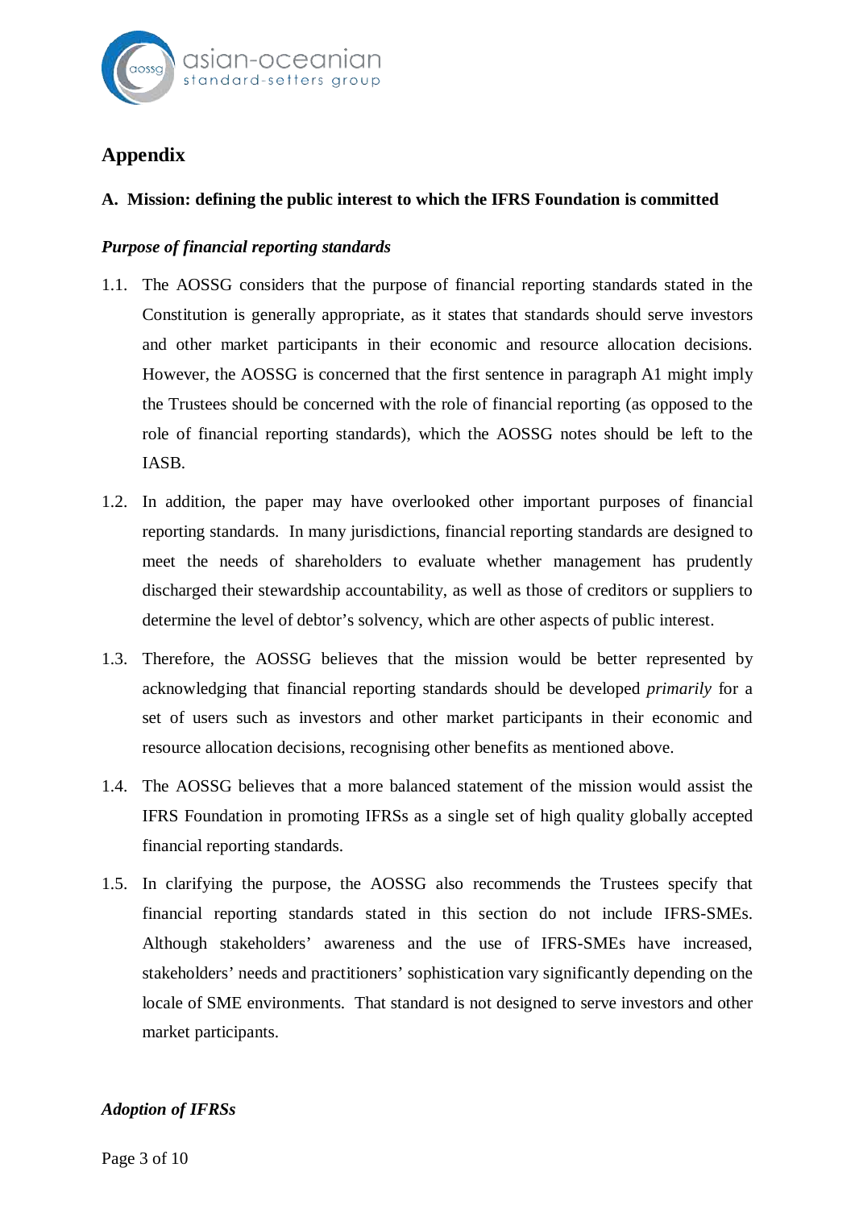## Appendix

### A. Mission: defining the public interest to which the IFRS Foundation is committed

#### *Purpose of financial reporting standards*

1.1. The AOSSG considers that the purpose of financial reporting standards stated in the Constitution is generally appropriate, as it states that standards should serve investors and other market participants in their economic and resource allocation decisions. However, the AOSSG is concerned that the first sentence in paragraph A1 might imply the Trustees should be concerned with the role of financial reporting (as opposed to the role of financial reporting standards), which the AOSSG notes should be left to the IASB.

1.2. In addition, the paper may have overlooked other important purposes of financial reporting standards. In many jurisdictions, financial reporting standards are designed to meet the needs of shareholders to evaluate whether management has prudently discharged their stewardship accountability, as well as those of creditors or suppliers to determine the level of debtor's solvency, which are other aspects of public interest.

1.3. Therefore, the AOSSG believes that the mission would be better represented by acknowledging that financial reporting standards should be developed *primarily* for a set of users such as investors and other market participants in their economic and resource allocation decisions, recognising other benefits as mentioned above.

1.4. The AOSSG believes that a more balanced statement of the mission would assist the IFRS Foundation in promoting IFRSs as a single set of high quality globally accepted financial reporting standards.

1.5. In clarifying the purpose, the AOSSG also recommends the Trustees specify that financial reporting standards stated in this section do not include IFRS-SMEs. Although stakeholders' awareness and the use of IFRS-SMEs have increased, stakeholders' needs and practitioners' sophistication vary significantly depending on the locale of SME environments. That standard is not designed to serve investors and other market participants.

#### *Adoption of IFRSs*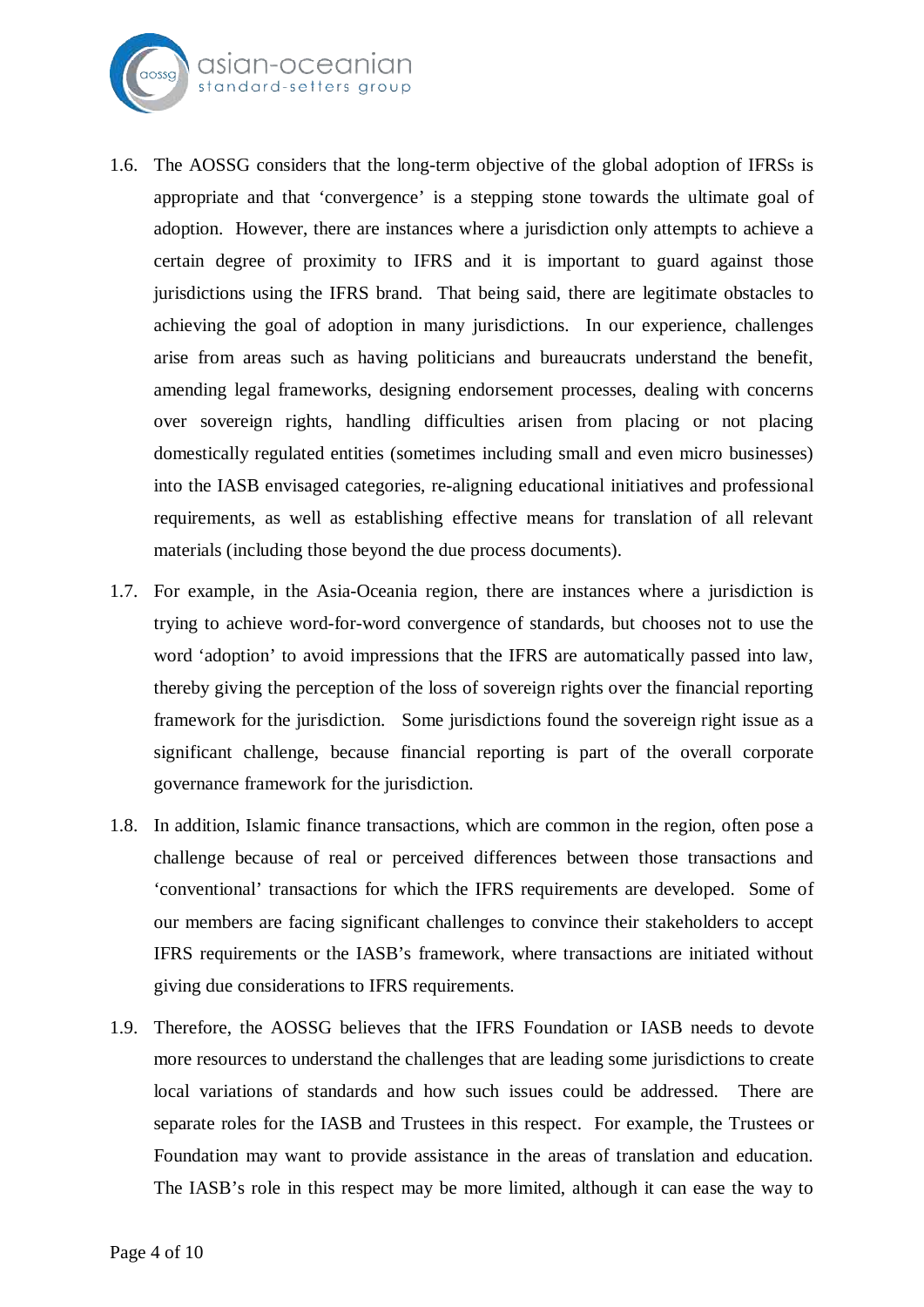1.6. The AOSSG considers that the long-term objective of the global adoption of IFRSs is appropriate and that 'convergence' is a stepping stone towards the ultimate goal of adoption. However, there are instances where a jurisdiction only attempts to achieve a certain degree of proximity to IFRS and it is important to guard against those jurisdictions using the IFRS brand. That being said, there are legitimate obstacles to achieving the goal of adoption in many jurisdictions. In our experience, challenges arise from areas such as having politicians and bureaucrats understand the benefit, amending legal frameworks, designing endorsement processes, dealing with concerns over sovereign rights, handling difficulties arisen from placing or not placing domestically regulated entities (sometimes including small and even micro businesses) into the IASB envisaged categories, re-aligning educational initiatives and professional requirements, as well as establishing effective means for translation of all relevant materials (including those beyond the due process documents).

1.7. For example, in the Asia-Oceania region, there are instances where a jurisdiction is trying to achieve word-for-word convergence of standards, but chooses not to use the word 'adoption' to avoid impressions that the IFRS are automatically passed into law, thereby giving the perception of the loss of sovereign rights over the financial reporting framework for the jurisdiction. Some jurisdictions found the sovereign right issue as a significant challenge, because financial reporting is part of the overall corporate governance framework for the jurisdiction.

1.8. In addition, Islamic finance transactions, which are common in the region, often pose a challenge because of real or perceived differences between those transactions and 'conventional' transactions for which the IFRS requirements are developed. Some of our members are facing significant challenges to convince their stakeholders to accept IFRS requirements or the IASB's framework, where transactions are initiated without giving due considerations to IFRS requirements.

1.9. Therefore, the AOSSG believes that the IFRS Foundation or IASB needs to devote more resources to understand the challenges that are leading some jurisdictions to create local variations of standards and how such issues could be addressed. There are separate roles for the IASB and Trustees in this respect. For example, the Trustees or Foundation may want to provide assistance in the areas of translation and education. The IASB's role in this respect may be more limited, although it can ease the way to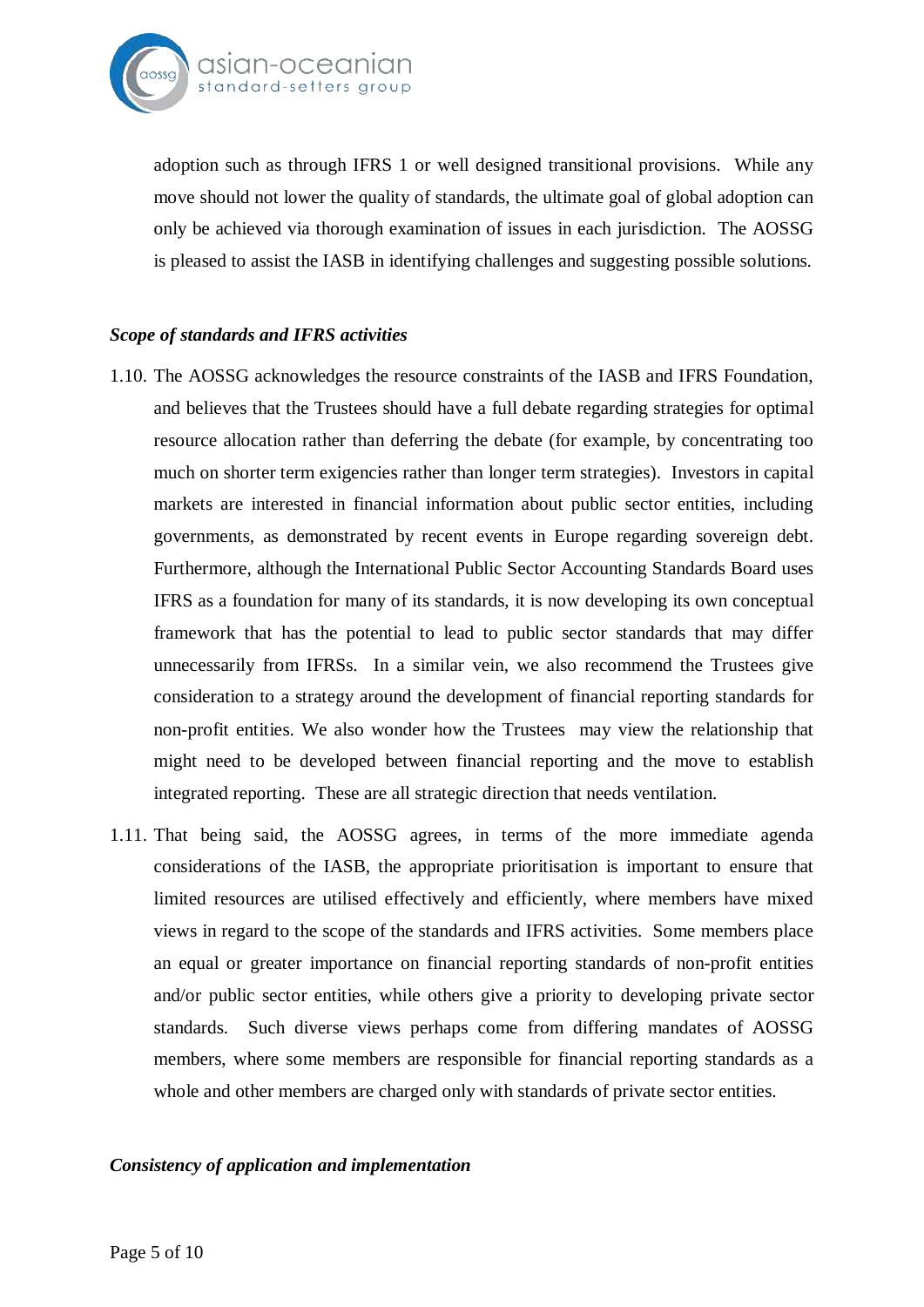adoption such as through IFRS 1 or well designed transitional provisions. While any move should not lower the quality of standards, the ultimate goal of global adoption can only be achieved via thorough examination of issues in each jurisdiction. The AOSSG is pleased to assist the IASB in identifying challenges and suggesting possible solutions.

***Scope of standards and IFRS activities***

1.10. The AOSSG acknowledges the resource constraints of the IASB and IFRS Foundation, and believes that the Trustees should have a full debate regarding strategies for optimal resource allocation rather than deferring the debate (for example, by concentrating too much on shorter term exigencies rather than longer term strategies). Investors in capital markets are interested in financial information about public sector entities, including governments, as demonstrated by recent events in Europe regarding sovereign debt. Furthermore, although the International Public Sector Accounting Standards Board uses IFRS as a foundation for many of its standards, it is now developing its own conceptual framework that has the potential to lead to public sector standards that may differ unnecessarily from IFRSs. In a similar vein, we also recommend the Trustees give consideration to a strategy around the development of financial reporting standards for non-profit entities. We also wonder how the Trustees may view the relationship that might need to be developed between financial reporting and the move to establish integrated reporting. These are all strategic direction that needs ventilation.

1.11. That being said, the AOSSG agrees, in terms of the more immediate agenda considerations of the IASB, the appropriate prioritisation is important to ensure that limited resources are utilised effectively and efficiently, where members have mixed views in regard to the scope of the standards and IFRS activities. Some members place an equal or greater importance on financial reporting standards of non-profit entities and/or public sector entities, while others give a priority to developing private sector standards. Such diverse views perhaps come from differing mandates of AOSSG members, where some members are responsible for financial reporting standards as a whole and other members are charged only with standards of private sector entities.

***Consistency of application and implementation***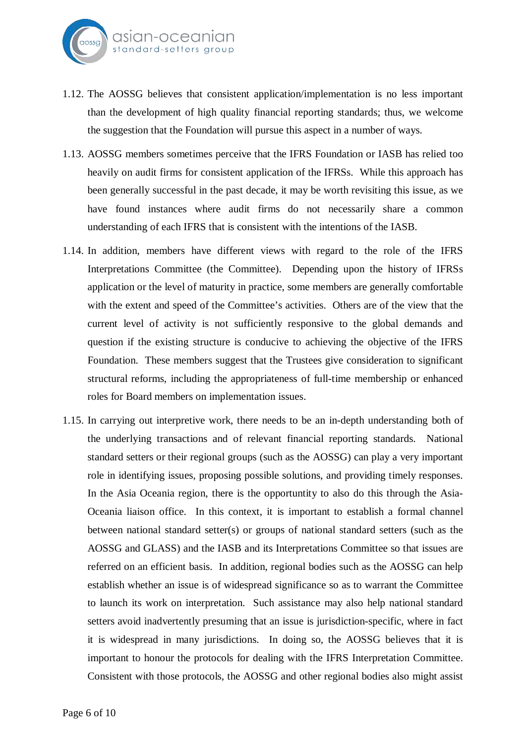1.12. The AOSSG believes that consistent application/implementation is no less important than the development of high quality financial reporting standards; thus, we welcome the suggestion that the Foundation will pursue this aspect in a number of ways.

1.13. AOSSG members sometimes perceive that the IFRS Foundation or IASB has relied too heavily on audit firms for consistent application of the IFRSs. While this approach has been generally successful in the past decade, it may be worth revisiting this issue, as we have found instances where audit firms do not necessarily share a common understanding of each IFRS that is consistent with the intentions of the IASB.

1.14. In addition, members have different views with regard to the role of the IFRS Interpretations Committee (the Committee). Depending upon the history of IFRSs application or the level of maturity in practice, some members are generally comfortable with the extent and speed of the Committee's activities. Others are of the view that the current level of activity is not sufficiently responsive to the global demands and question if the existing structure is conducive to achieving the objective of the IFRS Foundation. These members suggest that the Trustees give consideration to significant structural reforms, including the appropriateness of full-time membership or enhanced roles for Board members on implementation issues.

1.15. In carrying out interpretive work, there needs to be an in-depth understanding both of the underlying transactions and of relevant financial reporting standards. National standard setters or their regional groups (such as the AOSSG) can play a very important role in identifying issues, proposing possible solutions, and providing timely responses. In the Asia Oceania region, there is the opportuntity to also do this through the Asia-Oceania liaison office. In this context, it is important to establish a formal channel between national standard setter(s) or groups of national standard setters (such as the AOSSG and GLASS) and the IASB and its Interpretations Committee so that issues are referred on an efficient basis. In addition, regional bodies such as the AOSSG can help establish whether an issue is of widespread significance so as to warrant the Committee to launch its work on interpretation. Such assistance may also help national standard setters avoid inadvertently presuming that an issue is jurisdiction-specific, where in fact it is widespread in many jurisdictions. In doing so, the AOSSG believes that it is important to honour the protocols for dealing with the IFRS Interpretation Committee. Consistent with those protocols, the AOSSG and other regional bodies also might assist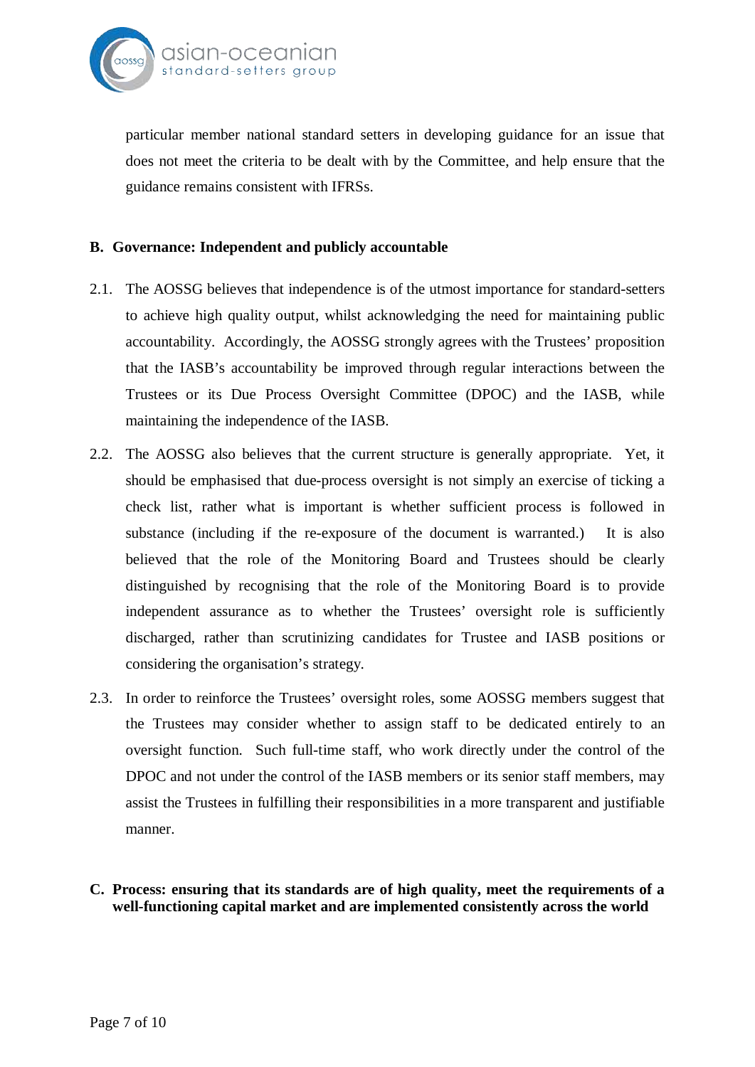particular member national standard setters in developing guidance for an issue that does not meet the criteria to be dealt with by the Committee, and help ensure that the guidance remains consistent with IFRSs.

**B. Governance: Independent and publicly accountable**

2.1. The AOSSG believes that independence is of the utmost importance for standard-setters to achieve high quality output, whilst acknowledging the need for maintaining public accountability. Accordingly, the AOSSG strongly agrees with the Trustees' proposition that the IASB's accountability be improved through regular interactions between the Trustees or its Due Process Oversight Committee (DPOC) and the IASB, while maintaining the independence of the IASB.

2.2. The AOSSG also believes that the current structure is generally appropriate. Yet, it should be emphasised that due-process oversight is not simply an exercise of ticking a check list, rather what is important is whether sufficient process is followed in substance (including if the re-exposure of the document is warranted.) It is also believed that the role of the Monitoring Board and Trustees should be clearly distinguished by recognising that the role of the Monitoring Board is to provide independent assurance as to whether the Trustees' oversight role is sufficiently discharged, rather than scrutinizing candidates for Trustee and IASB positions or considering the organisation's strategy.

2.3. In order to reinforce the Trustees' oversight roles, some AOSSG members suggest that the Trustees may consider whether to assign staff to be dedicated entirely to an oversight function. Such full-time staff, who work directly under the control of the DPOC and not under the control of the IASB members or its senior staff members, may assist the Trustees in fulfilling their responsibilities in a more transparent and justifiable manner.

**C. Process: ensuring that its standards are of high quality, meet the requirements of a well-functioning capital market and are implemented consistently across the world**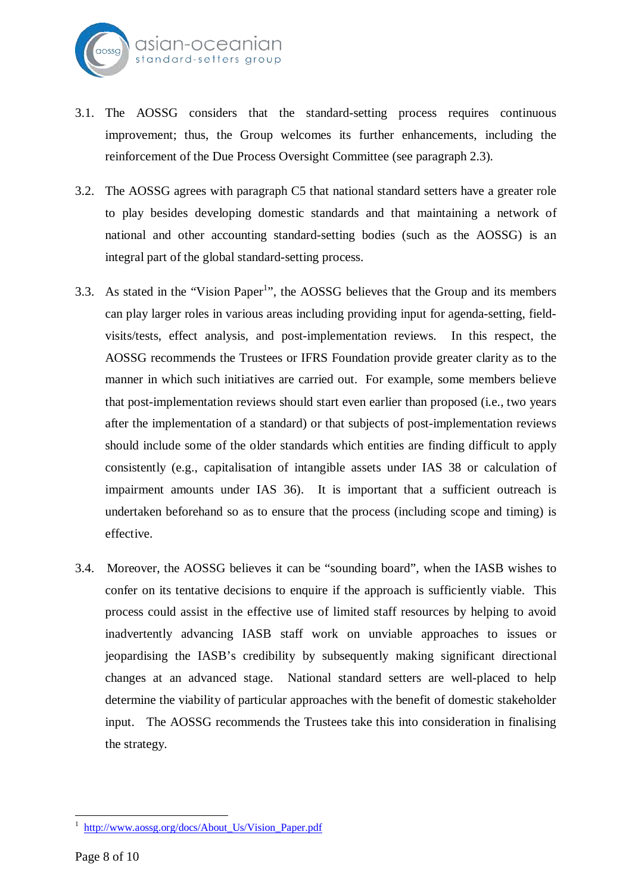3.1. The AOSSG considers that the standard-setting process requires continuous improvement; thus, the Group welcomes its further enhancements, including the reinforcement of the Due Process Oversight Committee (see paragraph 2.3).

3.2. The AOSSG agrees with paragraph C5 that national standard setters have a greater role to play besides developing domestic standards and that maintaining a network of national and other accounting standard-setting bodies (such as the AOSSG) is an integral part of the global standard-setting process.

3.3. As stated in the "Vision Paper[1]", the AOSSG believes that the Group and its members can play larger roles in various areas including providing input for agenda-setting, field-visits/tests, effect analysis, and post-implementation reviews. In this respect, the AOSSG recommends the Trustees or IFRS Foundation provide greater clarity as to the manner in which such initiatives are carried out. For example, some members believe that post-implementation reviews should start even earlier than proposed (i.e., two years after the implementation of a standard) or that subjects of post-implementation reviews should include some of the older standards which entities are finding difficult to apply consistently (e.g., capitalisation of intangible assets under IAS 38 or calculation of impairment amounts under IAS 36). It is important that a sufficient outreach is undertaken beforehand so as to ensure that the process (including scope and timing) is effective.

3.4. Moreover, the AOSSG believes it can be "sounding board", when the IASB wishes to confer on its tentative decisions to enquire if the approach is sufficiently viable. This process could assist in the effective use of limited staff resources by helping to avoid inadvertently advancing IASB staff work on unviable approaches to issues or jeopardising the IASB's credibility by subsequently making significant directional changes at an advanced stage. National standard setters are well-placed to help determine the viability of particular approaches with the benefit of domestic stakeholder input. The AOSSG recommends the Trustees take this into consideration in finalising the strategy.

---

[1] http://www.aossg.org/docs/About_Us/Vision_Paper.pdf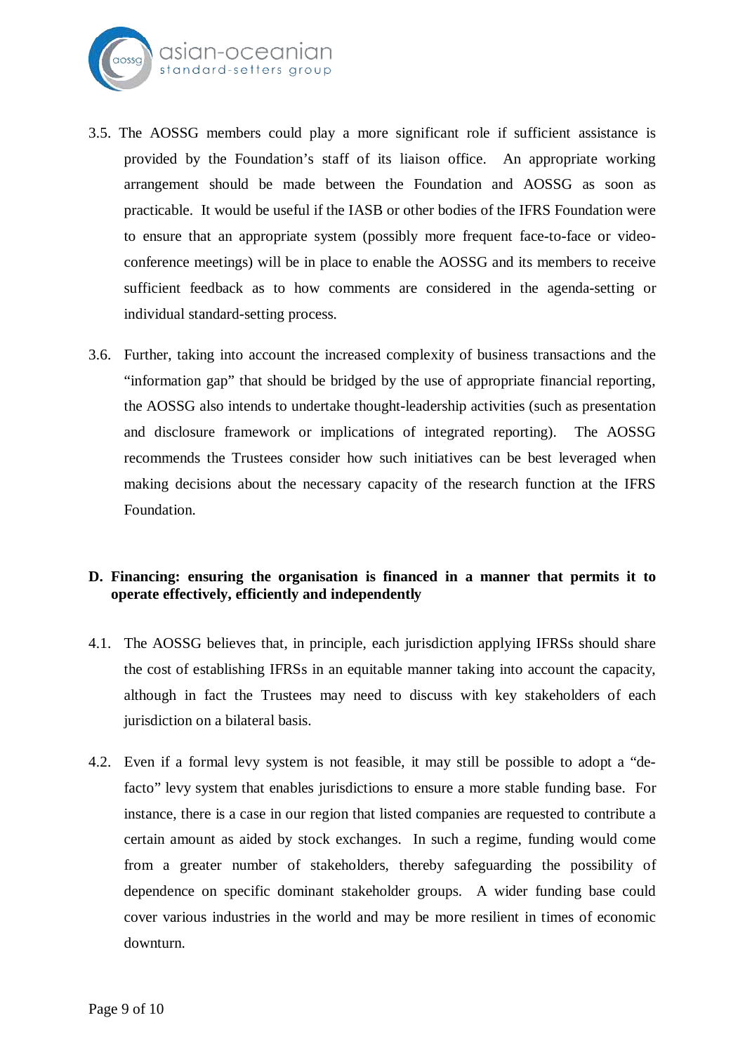3.5. The AOSSG members could play a more significant role if sufficient assistance is provided by the Foundation's staff of its liaison office. An appropriate working arrangement should be made between the Foundation and AOSSG as soon as practicable. It would be useful if the IASB or other bodies of the IFRS Foundation were to ensure that an appropriate system (possibly more frequent face-to-face or video-conference meetings) will be in place to enable the AOSSG and its members to receive sufficient feedback as to how comments are considered in the agenda-setting or individual standard-setting process.

3.6. Further, taking into account the increased complexity of business transactions and the "information gap" that should be bridged by the use of appropriate financial reporting, the AOSSG also intends to undertake thought-leadership activities (such as presentation and disclosure framework or implications of integrated reporting). The AOSSG recommends the Trustees consider how such initiatives can be best leveraged when making decisions about the necessary capacity of the research function at the IFRS Foundation.

## D. Financing: ensuring the organisation is financed in a manner that permits it to operate effectively, efficiently and independently

4.1. The AOSSG believes that, in principle, each jurisdiction applying IFRSs should share the cost of establishing IFRSs in an equitable manner taking into account the capacity, although in fact the Trustees may need to discuss with key stakeholders of each jurisdiction on a bilateral basis.

4.2. Even if a formal levy system is not feasible, it may still be possible to adopt a "de-facto" levy system that enables jurisdictions to ensure a more stable funding base. For instance, there is a case in our region that listed companies are requested to contribute a certain amount as aided by stock exchanges. In such a regime, funding would come from a greater number of stakeholders, thereby safeguarding the possibility of dependence on specific dominant stakeholder groups. A wider funding base could cover various industries in the world and may be more resilient in times of economic downturn.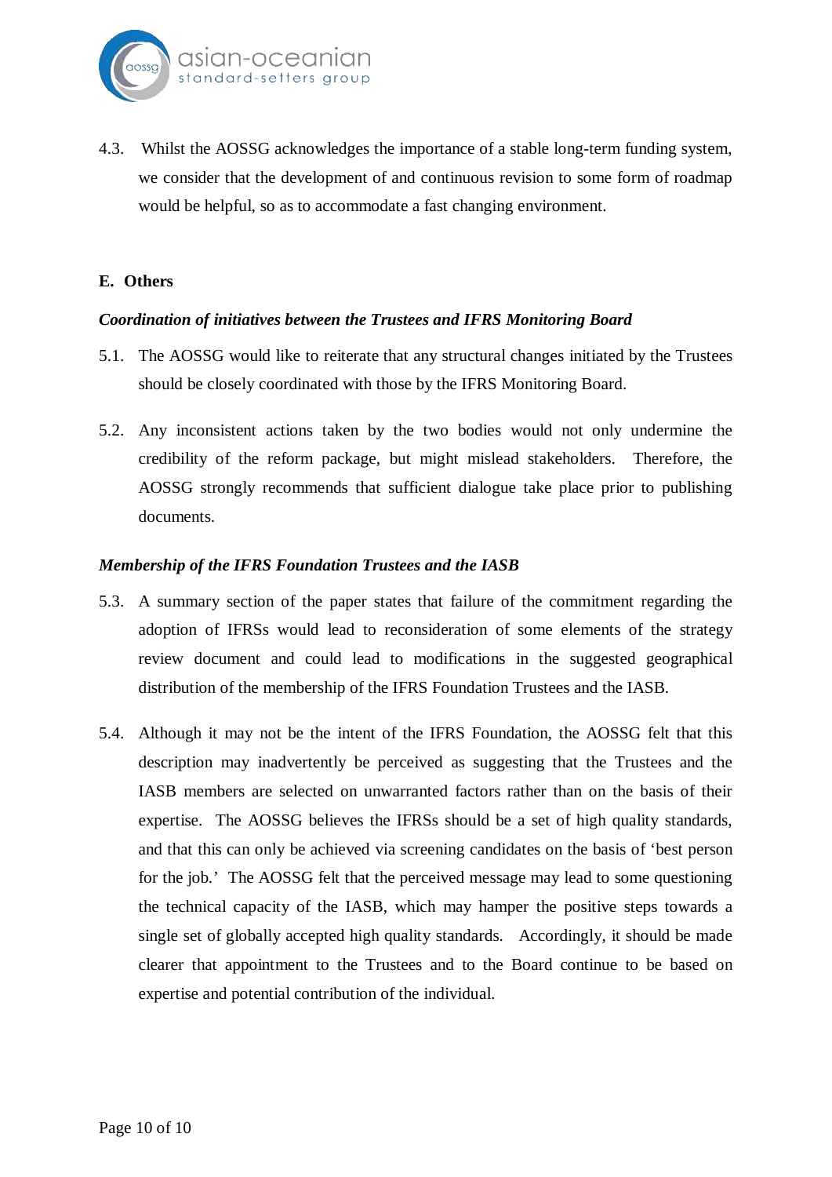4.3. Whilst the AOSSG acknowledges the importance of a stable long-term funding system, we consider that the development of and continuous revision to some form of roadmap would be helpful, so as to accommodate a fast changing environment.

## E. Others

### *Coordination of initiatives between the Trustees and IFRS Monitoring Board*

5.1. The AOSSG would like to reiterate that any structural changes initiated by the Trustees should be closely coordinated with those by the IFRS Monitoring Board.

5.2. Any inconsistent actions taken by the two bodies would not only undermine the credibility of the reform package, but might mislead stakeholders. Therefore, the AOSSG strongly recommends that sufficient dialogue take place prior to publishing documents.

### *Membership of the IFRS Foundation Trustees and the IASB*

5.3. A summary section of the paper states that failure of the commitment regarding the adoption of IFRSs would lead to reconsideration of some elements of the strategy review document and could lead to modifications in the suggested geographical distribution of the membership of the IFRS Foundation Trustees and the IASB.

5.4. Although it may not be the intent of the IFRS Foundation, the AOSSG felt that this description may inadvertently be perceived as suggesting that the Trustees and the IASB members are selected on unwarranted factors rather than on the basis of their expertise. The AOSSG believes the IFRSs should be a set of high quality standards, and that this can only be achieved via screening candidates on the basis of 'best person for the job.' The AOSSG felt that the perceived message may lead to some questioning the technical capacity of the IASB, which may hamper the positive steps towards a single set of globally accepted high quality standards. Accordingly, it should be made clearer that appointment to the Trustees and to the Board continue to be based on expertise and potential contribution of the individual.